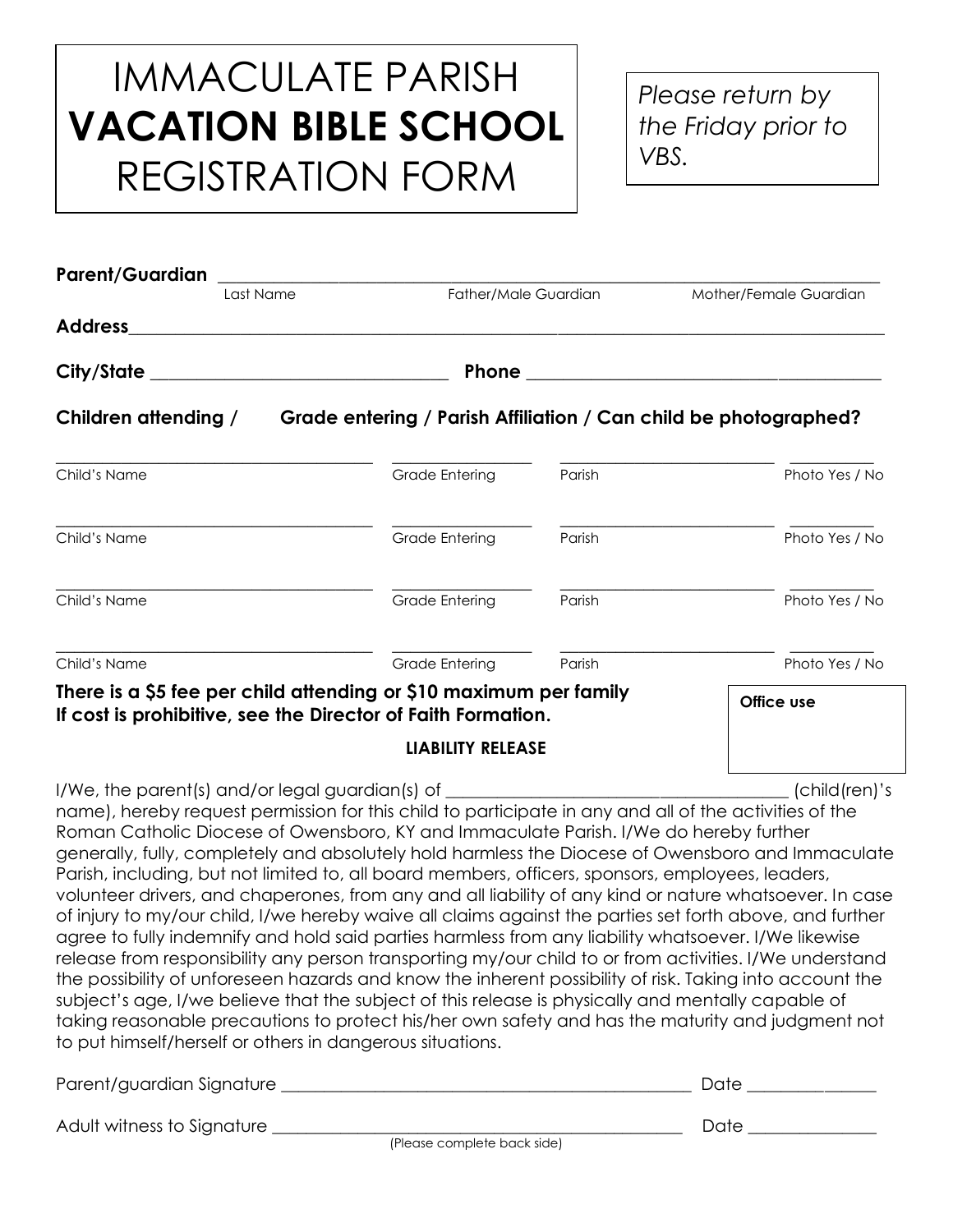# IMMACULATE PARISH **VACATION BIBLE SCHOOL** REGISTRATION FORM

*Please return by the Friday prior to VBS.*

**Parent/Guardian** ______________________________________________________________

Last Name Father/Male Guardian Mother/Female Guardian

**Address**______________________________________________________________

**City/State** ______________________________ **Phone** ______________________________

**Children attending / Grade entering / Parish Affiliation / Can child be photographed?**

| Child's Name | Grade Entering | Parish | Photo Yes / No |
|---|---|---|---|
| | | | |
| | | | |
| | | | |
| | | | |

**There is a $5 fee per child attending or $10 maximum per family**
**If cost is prohibitive, see the Director of Faith Formation.**

**Office use**

**LIABILITY RELEASE**

I/We, the parent(s) and/or legal guardian(s) of ______________________________ (child(ren)'s name), hereby request permission for this child to participate in any and all of the activities of the Roman Catholic Diocese of Owensboro, KY and Immaculate Parish. I/We do hereby further generally, fully, completely and absolutely hold harmless the Diocese of Owensboro and Immaculate Parish, including, but not limited to, all board members, officers, sponsors, employees, leaders, volunteer drivers, and chaperones, from any and all liability of any kind or nature whatsoever. In case of injury to my/our child, I/we hereby waive all claims against the parties set forth above, and further agree to fully indemnify and hold said parties harmless from any liability whatsoever. I/We likewise release from responsibility any person transporting my/our child to or from activities. I/We understand the possibility of unforeseen hazards and know the inherent possibility of risk. Taking into account the subject's age, I/we believe that the subject of this release is physically and mentally capable of taking reasonable precautions to protect his/her own safety and has the maturity and judgment not to put himself/herself or others in dangerous situations.

Parent/guardian Signature ________________________________________ Date ______________

Adult witness to Signature ________________________________________ Date ______________

(Please complete back side)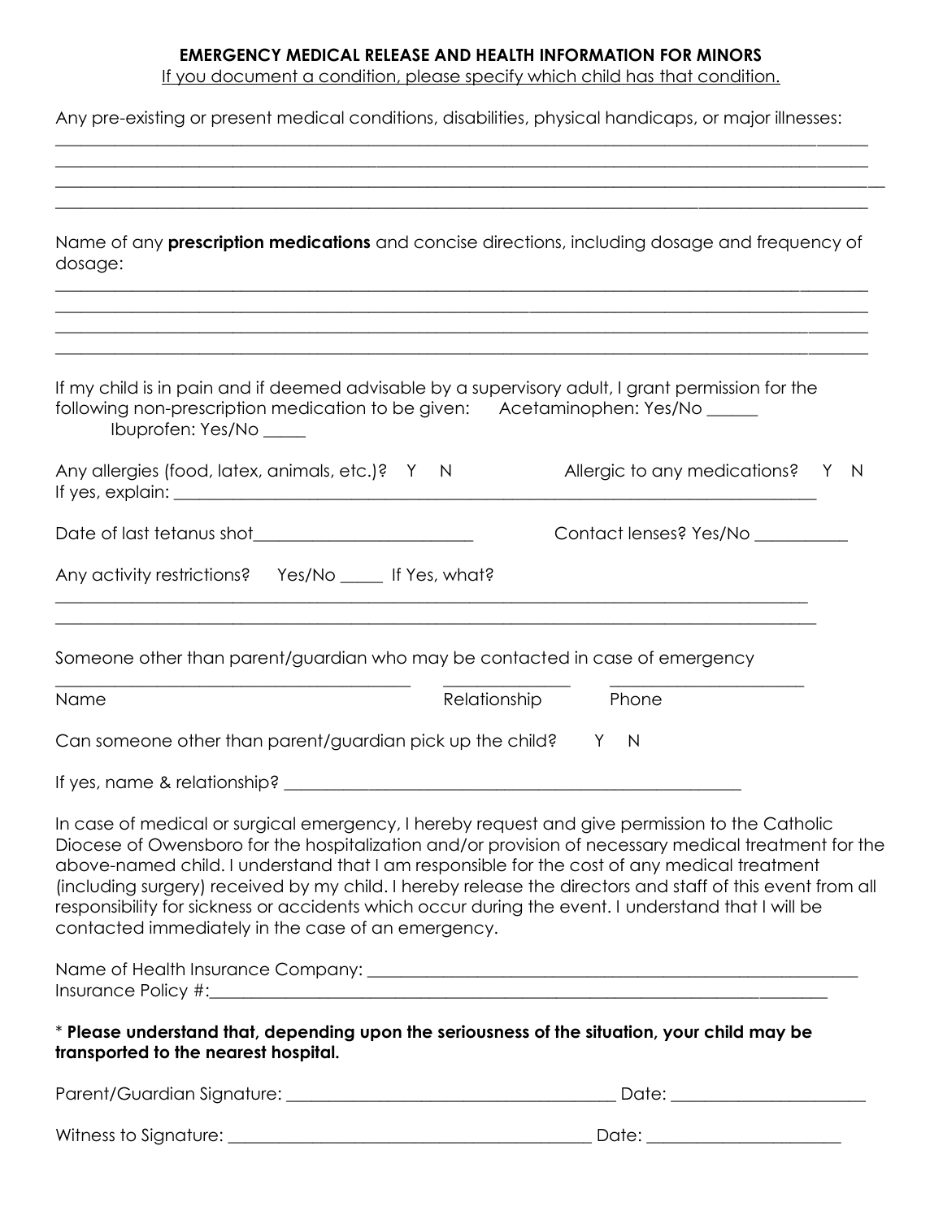**EMERGENCY MEDICAL RELEASE AND HEALTH INFORMATION FOR MINORS**

<u>If you document a condition, please specify which child has that condition.</u>

Any pre-existing or present medical conditions, disabilities, physical handicaps, or major illnesses:

______________________________________________________________________________

______________________________________________________________________________

______________________________________________________________________________

______________________________________________________________________________

Name of any **prescription medications** and concise directions, including dosage and frequency of dosage:

______________________________________________________________________________

______________________________________________________________________________

______________________________________________________________________________

______________________________________________________________________________

If my child is in pain and if deemed advisable by a supervisory adult, I grant permission for the following non-prescription medication to be given: Acetaminophen: Yes/No ______ Ibuprofen: Yes/No _____

Any allergies (food, latex, animals, etc.)? Y N Allergic to any medications? Y N

If yes, explain: ______________________________________________________________

Date of last tetanus shot__________________________ Contact lenses? Yes/No ___________

Any activity restrictions? Yes/No _____ If Yes, what?

______________________________________________________________________________

______________________________________________________________________________

Someone other than parent/guardian who may be contacted in case of emergency

___________________________________ _______________ ______________________

Name Relationship Phone

Can someone other than parent/guardian pick up the child? Y N

If yes, name & relationship? _______________________________________________________

In case of medical or surgical emergency, I hereby request and give permission to the Catholic Diocese of Owensboro for the hospitalization and/or provision of necessary medical treatment for the above-named child. I understand that I am responsible for the cost of any medical treatment (including surgery) received by my child. I hereby release the directors and staff of this event from all responsibility for sickness or accidents which occur during the event. I understand that I will be contacted immediately in the case of an emergency.

Name of Health Insurance Company: ________________________________________________

Insurance Policy #:______________________________________________________________

\* **Please understand that, depending upon the seriousness of the situation, your child may be transported to the nearest hospital.**

Parent/Guardian Signature: _______________________________________ Date: ______________________

Witness to Signature: ___________________________________________ Date: ______________________